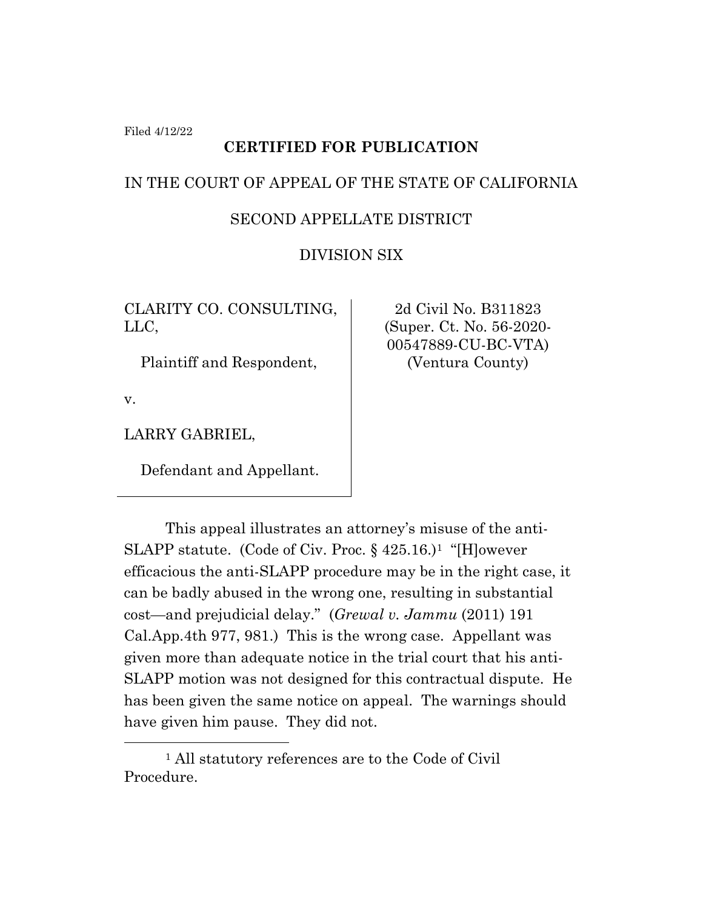Filed 4/12/22

**CERTIFIED FOR PUBLICATION**

IN THE COURT OF APPEAL OF THE STATE OF CALIFORNIA

SECOND APPELLATE DISTRICT

DIVISION SIX

| | |
|---|---|
| CLARITY CO. CONSULTING, LLC,<br><br>Plaintiff and Respondent,<br><br>v.<br><br>LARRY GABRIEL,<br><br>Defendant and Appellant. | 2d Civil No. B311823<br>(Super. Ct. No. 56-2020-00547889-CU-BC-VTA)<br>(Ventura County) |

This appeal illustrates an attorney's misuse of the anti-SLAPP statute. (Code of Civ. Proc. § 425.16.)[1] "[H]owever efficacious the anti-SLAPP procedure may be in the right case, it can be badly abused in the wrong one, resulting in substantial cost—and prejudicial delay." (*Grewal v. Jammu* (2011) 191 Cal.App.4th 977, 981.) This is the wrong case. Appellant was given more than adequate notice in the trial court that his anti-SLAPP motion was not designed for this contractual dispute. He has been given the same notice on appeal. The warnings should have given him pause. They did not.

[1] All statutory references are to the Code of Civil Procedure.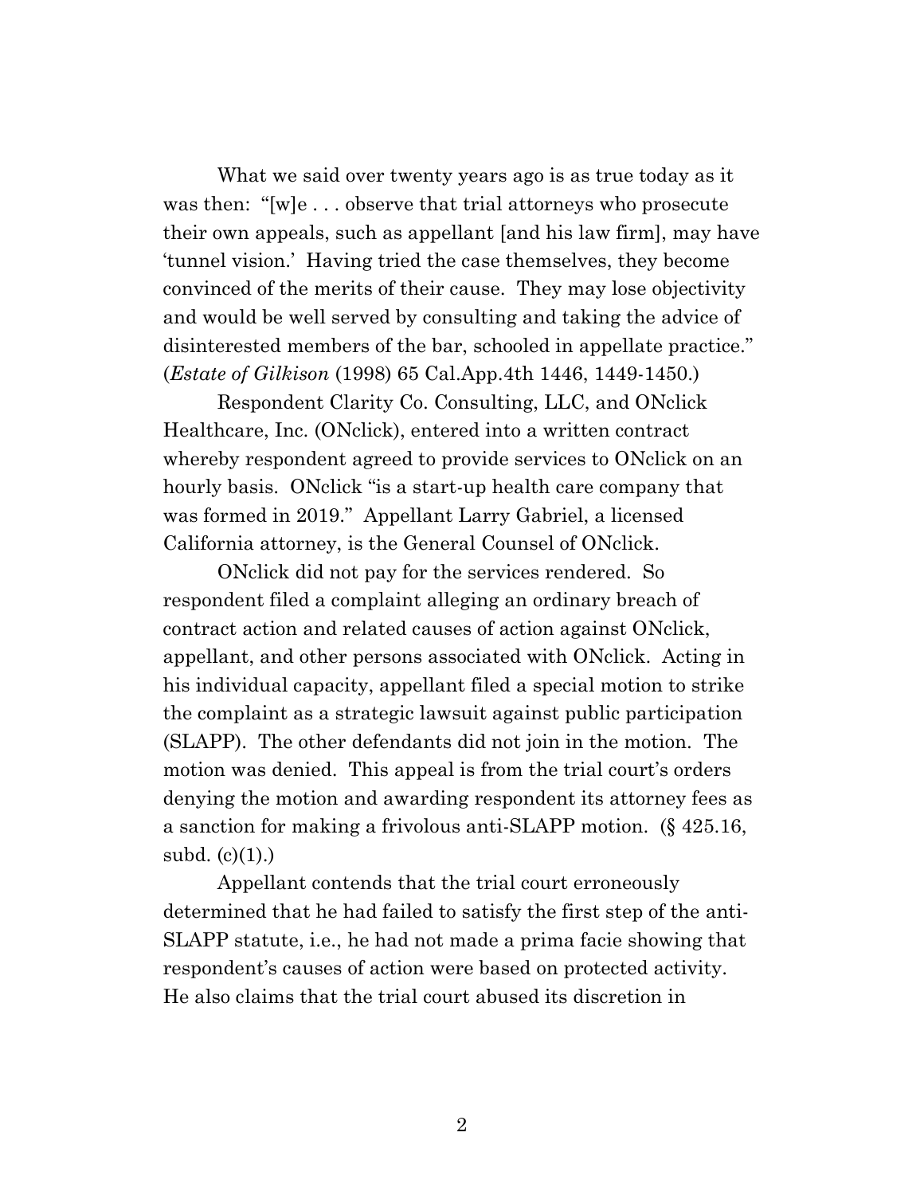What we said over twenty years ago is as true today as it was then: "[w]e . . . observe that trial attorneys who prosecute their own appeals, such as appellant [and his law firm], may have 'tunnel vision.' Having tried the case themselves, they become convinced of the merits of their cause. They may lose objectivity and would be well served by consulting and taking the advice of disinterested members of the bar, schooled in appellate practice." (*Estate of Gilkison* (1998) 65 Cal.App.4th 1446, 1449-1450.)

Respondent Clarity Co. Consulting, LLC, and ONclick Healthcare, Inc. (ONclick), entered into a written contract whereby respondent agreed to provide services to ONclick on an hourly basis. ONclick "is a start-up health care company that was formed in 2019." Appellant Larry Gabriel, a licensed California attorney, is the General Counsel of ONclick.

ONclick did not pay for the services rendered. So respondent filed a complaint alleging an ordinary breach of contract action and related causes of action against ONclick, appellant, and other persons associated with ONclick. Acting in his individual capacity, appellant filed a special motion to strike the complaint as a strategic lawsuit against public participation (SLAPP). The other defendants did not join in the motion. The motion was denied. This appeal is from the trial court's orders denying the motion and awarding respondent its attorney fees as a sanction for making a frivolous anti-SLAPP motion. (§ 425.16, subd. (c)(1).)

Appellant contends that the trial court erroneously determined that he had failed to satisfy the first step of the anti-SLAPP statute, i.e., he had not made a prima facie showing that respondent's causes of action were based on protected activity. He also claims that the trial court abused its discretion in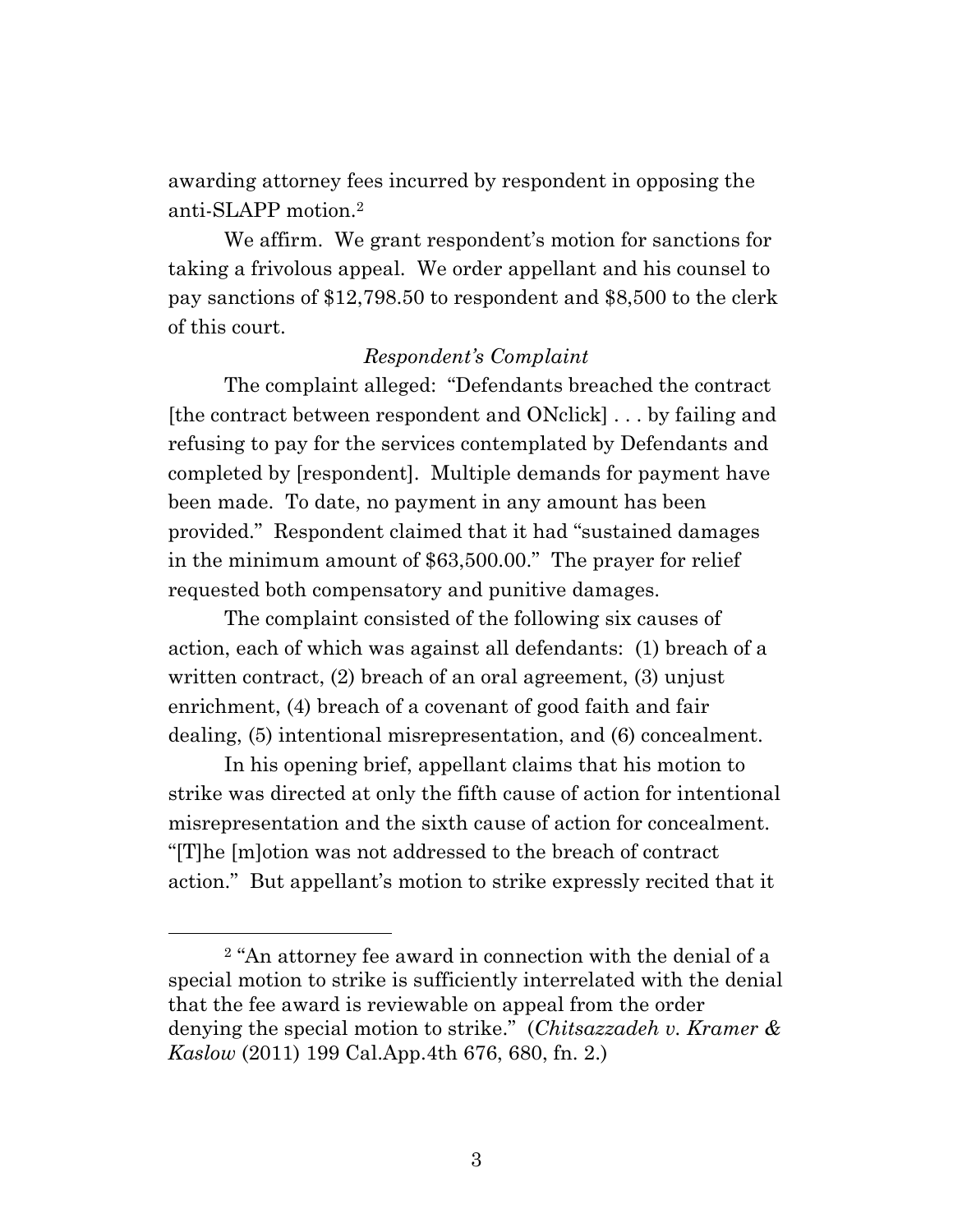awarding attorney fees incurred by respondent in opposing the anti-SLAPP motion.[2]

We affirm. We grant respondent's motion for sanctions for taking a frivolous appeal. We order appellant and his counsel to pay sanctions of $12,798.50 to respondent and $8,500 to the clerk of this court.

*Respondent's Complaint*

The complaint alleged: "Defendants breached the contract [the contract between respondent and ONclick] . . . by failing and refusing to pay for the services contemplated by Defendants and completed by [respondent]. Multiple demands for payment have been made. To date, no payment in any amount has been provided." Respondent claimed that it had "sustained damages in the minimum amount of $63,500.00." The prayer for relief requested both compensatory and punitive damages.

The complaint consisted of the following six causes of action, each of which was against all defendants: (1) breach of a written contract, (2) breach of an oral agreement, (3) unjust enrichment, (4) breach of a covenant of good faith and fair dealing, (5) intentional misrepresentation, and (6) concealment.

In his opening brief, appellant claims that his motion to strike was directed at only the fifth cause of action for intentional misrepresentation and the sixth cause of action for concealment. "[T]he [m]otion was not addressed to the breach of contract action." But appellant's motion to strike expressly recited that it

---

[2] "An attorney fee award in connection with the denial of a special motion to strike is sufficiently interrelated with the denial that the fee award is reviewable on appeal from the order denying the special motion to strike." (*Chitsazzadeh v. Kramer & Kaslow* (2011) 199 Cal.App.4th 676, 680, fn. 2.)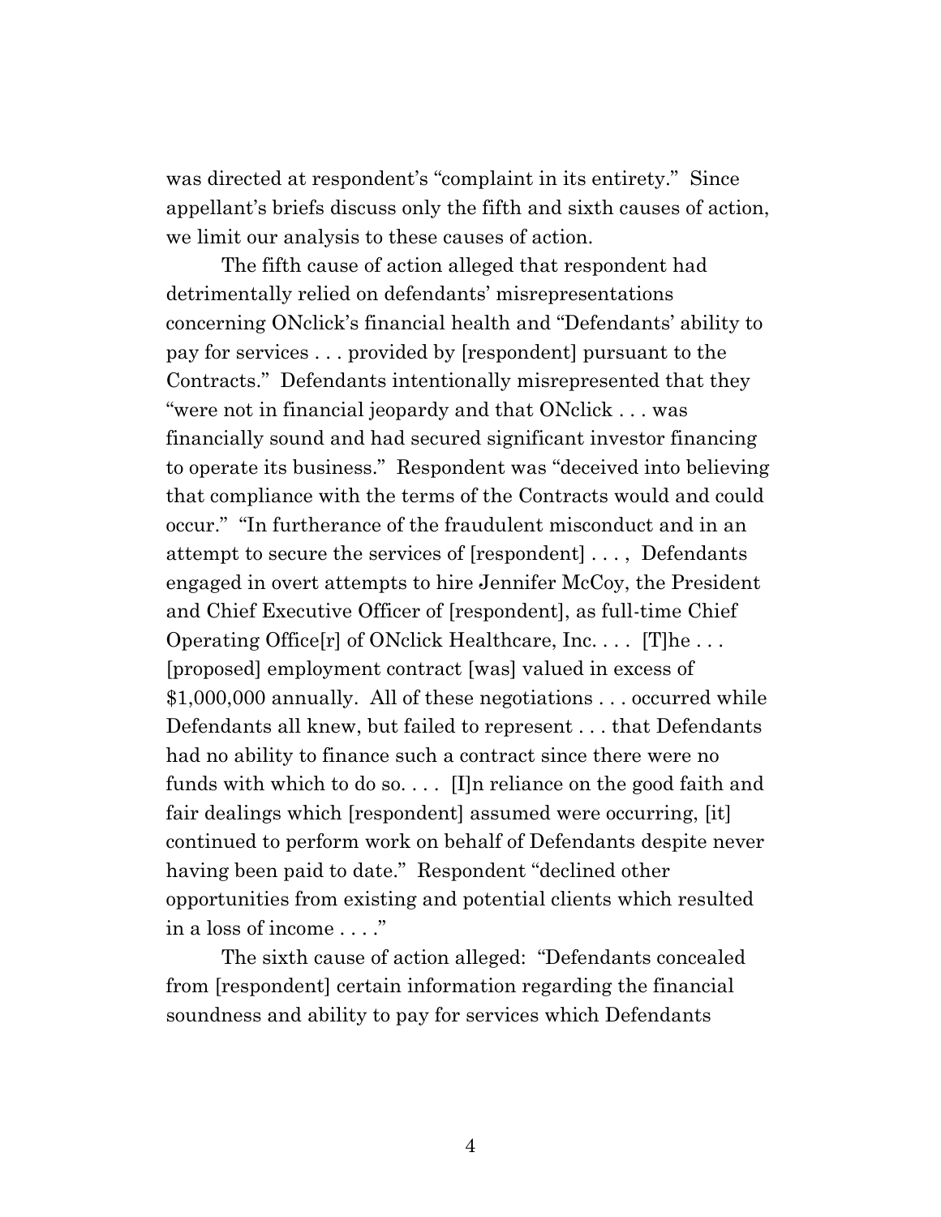was directed at respondent's "complaint in its entirety." Since appellant's briefs discuss only the fifth and sixth causes of action, we limit our analysis to these causes of action.

The fifth cause of action alleged that respondent had detrimentally relied on defendants' misrepresentations concerning ONclick's financial health and "Defendants' ability to pay for services . . . provided by [respondent] pursuant to the Contracts." Defendants intentionally misrepresented that they "were not in financial jeopardy and that ONclick . . . was financially sound and had secured significant investor financing to operate its business." Respondent was "deceived into believing that compliance with the terms of the Contracts would and could occur." "In furtherance of the fraudulent misconduct and in an attempt to secure the services of [respondent] . . . , Defendants engaged in overt attempts to hire Jennifer McCoy, the President and Chief Executive Officer of [respondent], as full-time Chief Operating Office[r] of ONclick Healthcare, Inc. . . . [T]he . . . [proposed] employment contract [was] valued in excess of $1,000,000 annually. All of these negotiations . . . occurred while Defendants all knew, but failed to represent . . . that Defendants had no ability to finance such a contract since there were no funds with which to do so. . . . [I]n reliance on the good faith and fair dealings which [respondent] assumed were occurring, [it] continued to perform work on behalf of Defendants despite never having been paid to date." Respondent "declined other opportunities from existing and potential clients which resulted in a loss of income . . . ."

The sixth cause of action alleged: "Defendants concealed from [respondent] certain information regarding the financial soundness and ability to pay for services which Defendants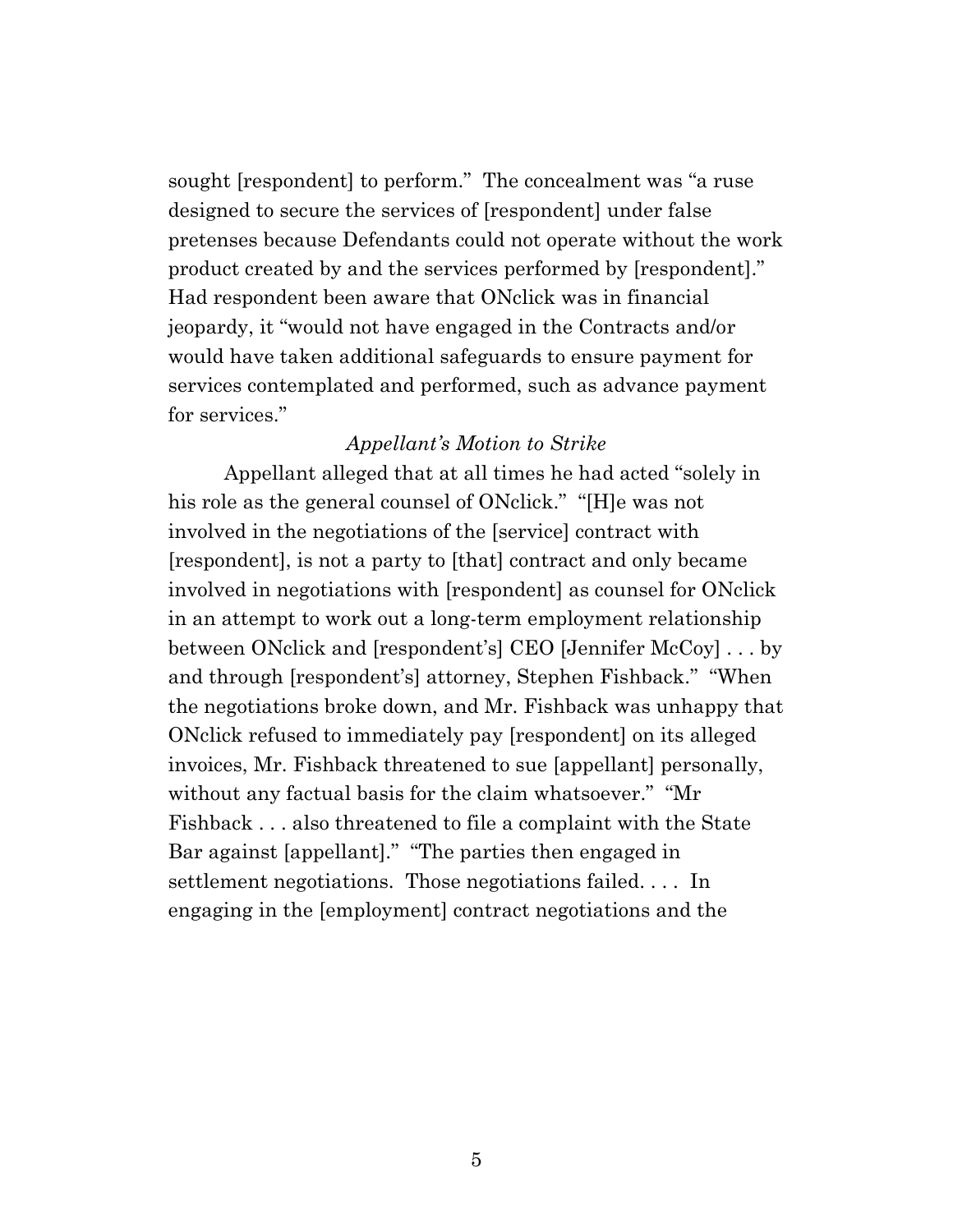sought [respondent] to perform." The concealment was "a ruse designed to secure the services of [respondent] under false pretenses because Defendants could not operate without the work product created by and the services performed by [respondent]." Had respondent been aware that ONclick was in financial jeopardy, it "would not have engaged in the Contracts and/or would have taken additional safeguards to ensure payment for services contemplated and performed, such as advance payment for services."

### *Appellant's Motion to Strike*

Appellant alleged that at all times he had acted "solely in his role as the general counsel of ONclick." "[H]e was not involved in the negotiations of the [service] contract with [respondent], is not a party to [that] contract and only became involved in negotiations with [respondent] as counsel for ONclick in an attempt to work out a long-term employment relationship between ONclick and [respondent's] CEO [Jennifer McCoy] . . . by and through [respondent's] attorney, Stephen Fishback." "When the negotiations broke down, and Mr. Fishback was unhappy that ONclick refused to immediately pay [respondent] on its alleged invoices, Mr. Fishback threatened to sue [appellant] personally, without any factual basis for the claim whatsoever." "Mr Fishback . . . also threatened to file a complaint with the State Bar against [appellant]." "The parties then engaged in settlement negotiations. Those negotiations failed. . . . In engaging in the [employment] contract negotiations and the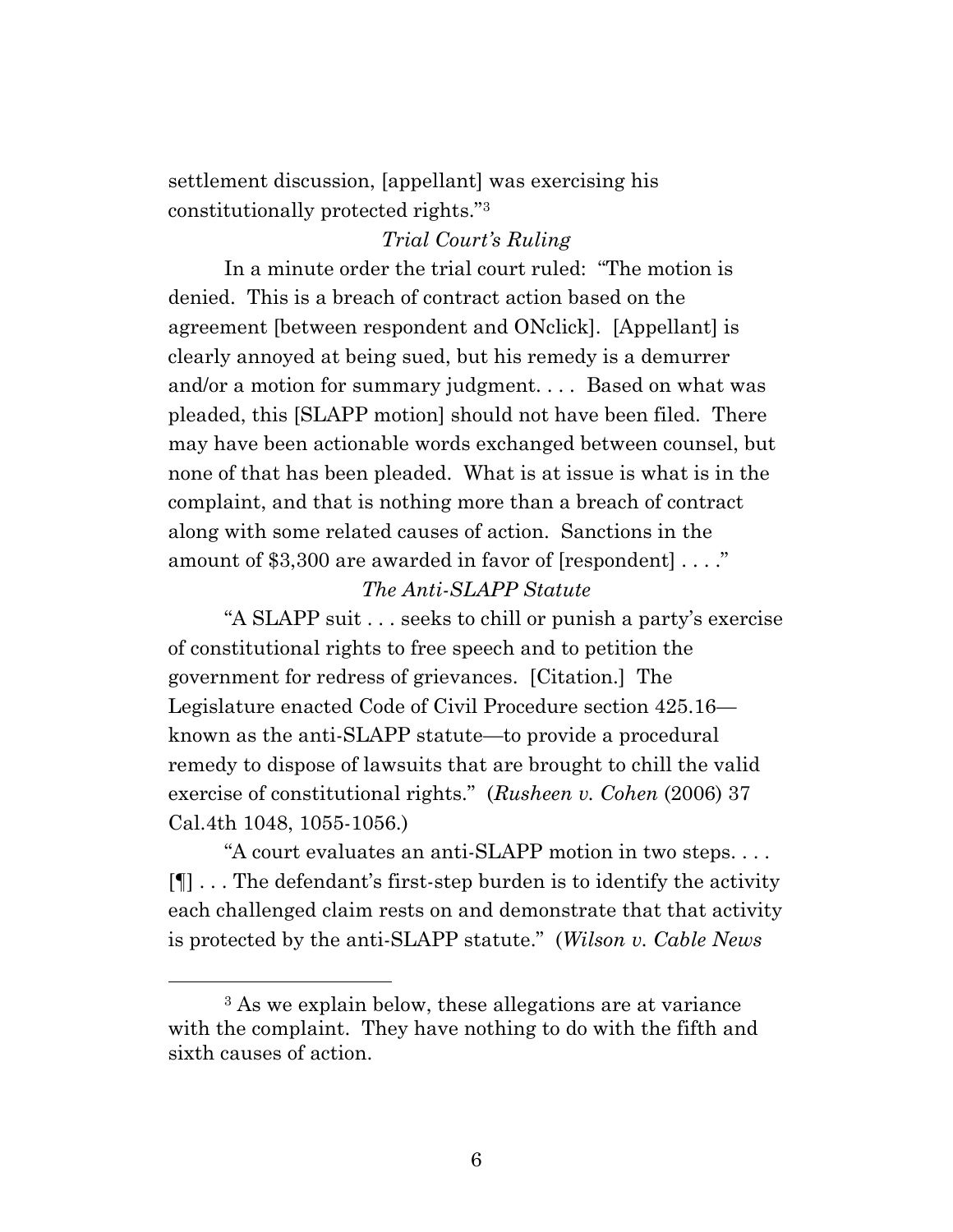settlement discussion, [appellant] was exercising his constitutionally protected rights."[3]

*Trial Court's Ruling*

In a minute order the trial court ruled: "The motion is denied. This is a breach of contract action based on the agreement [between respondent and ONclick]. [Appellant] is clearly annoyed at being sued, but his remedy is a demurrer and/or a motion for summary judgment. . . . Based on what was pleaded, this [SLAPP motion] should not have been filed. There may have been actionable words exchanged between counsel, but none of that has been pleaded. What is at issue is what is in the complaint, and that is nothing more than a breach of contract along with some related causes of action. Sanctions in the amount of $3,300 are awarded in favor of [respondent] . . . ."

*The Anti-SLAPP Statute*

"A SLAPP suit . . . seeks to chill or punish a party's exercise of constitutional rights to free speech and to petition the government for redress of grievances. [Citation.] The Legislature enacted Code of Civil Procedure section 425.16—known as the anti-SLAPP statute—to provide a procedural remedy to dispose of lawsuits that are brought to chill the valid exercise of constitutional rights." (*Rusheen v. Cohen* (2006) 37 Cal.4th 1048, 1055-1056.)

"A court evaluates an anti-SLAPP motion in two steps. . . . [¶] . . . The defendant's first-step burden is to identify the activity each challenged claim rests on and demonstrate that that activity is protected by the anti-SLAPP statute." (*Wilson v. Cable News*

---

[3] As we explain below, these allegations are at variance with the complaint. They have nothing to do with the fifth and sixth causes of action.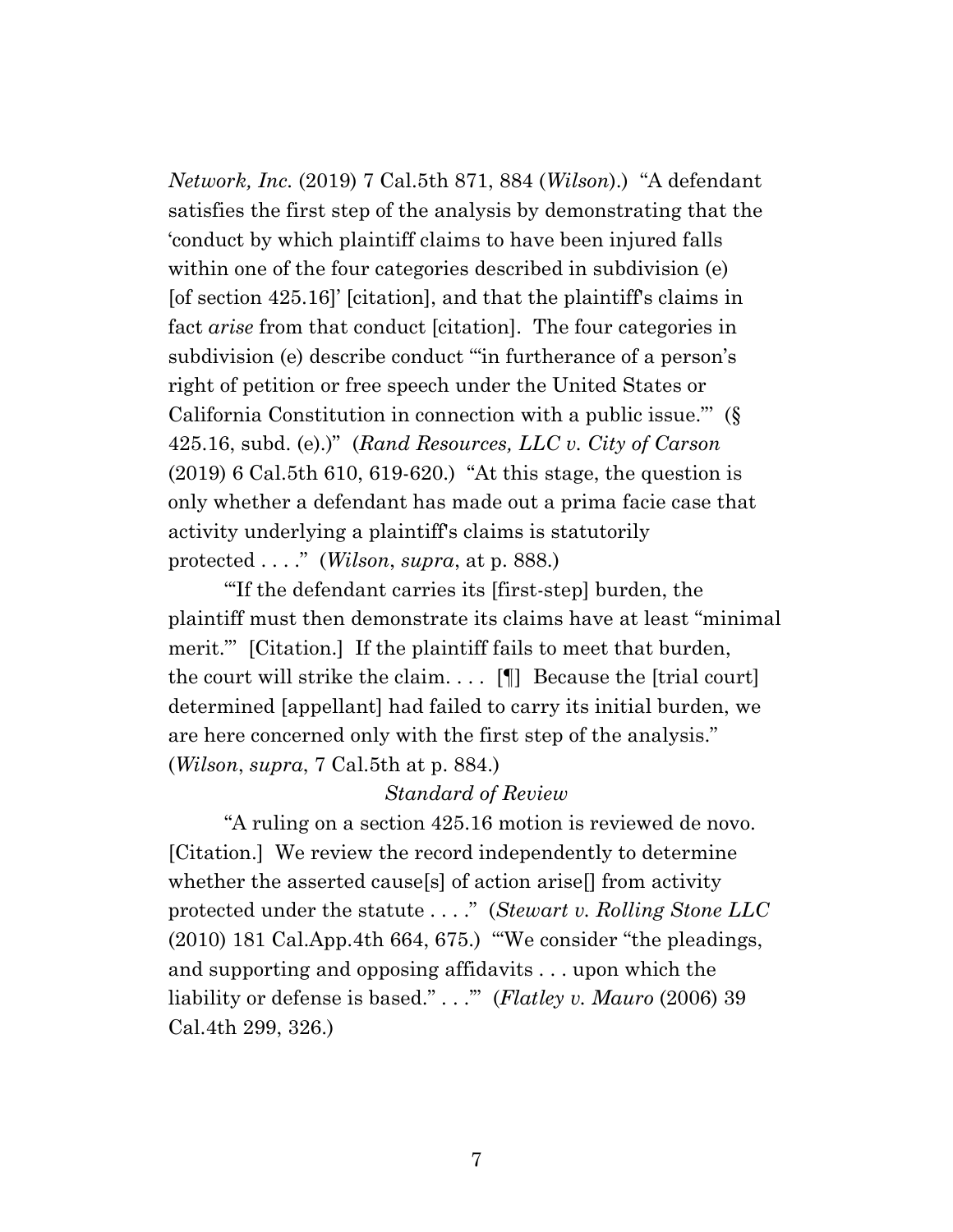*Network, Inc.* (2019) 7 Cal.5th 871, 884 (*Wilson*).) "A defendant satisfies the first step of the analysis by demonstrating that the 'conduct by which plaintiff claims to have been injured falls within one of the four categories described in subdivision (e) [of section 425.16]' [citation], and that the plaintiff's claims in fact *arise* from that conduct [citation]. The four categories in subdivision (e) describe conduct '"in furtherance of a person's right of petition or free speech under the United States or California Constitution in connection with a public issue."' (§ 425.16, subd. (e).)" (*Rand Resources, LLC v. City of Carson* (2019) 6 Cal.5th 610, 619-620.) "At this stage, the question is only whether a defendant has made out a prima facie case that activity underlying a plaintiff's claims is statutorily protected . . . ." (*Wilson*, *supra*, at p. 888.)

"'If the defendant carries its [first-step] burden, the plaintiff must then demonstrate its claims have at least "minimal merit."' [Citation.] If the plaintiff fails to meet that burden, the court will strike the claim. . . . [¶] Because the [trial court] determined [appellant] had failed to carry its initial burden, we are here concerned only with the first step of the analysis." (*Wilson*, *supra*, 7 Cal.5th at p. 884.)

*Standard of Review*

"A ruling on a section 425.16 motion is reviewed de novo. [Citation.] We review the record independently to determine whether the asserted cause[s] of action arise[] from activity protected under the statute . . . ." (*Stewart v. Rolling Stone LLC* (2010) 181 Cal.App.4th 664, 675.) "'We consider "the pleadings, and supporting and opposing affidavits . . . upon which the liability or defense is based." . . .'" (*Flatley v. Mauro* (2006) 39 Cal.4th 299, 326.)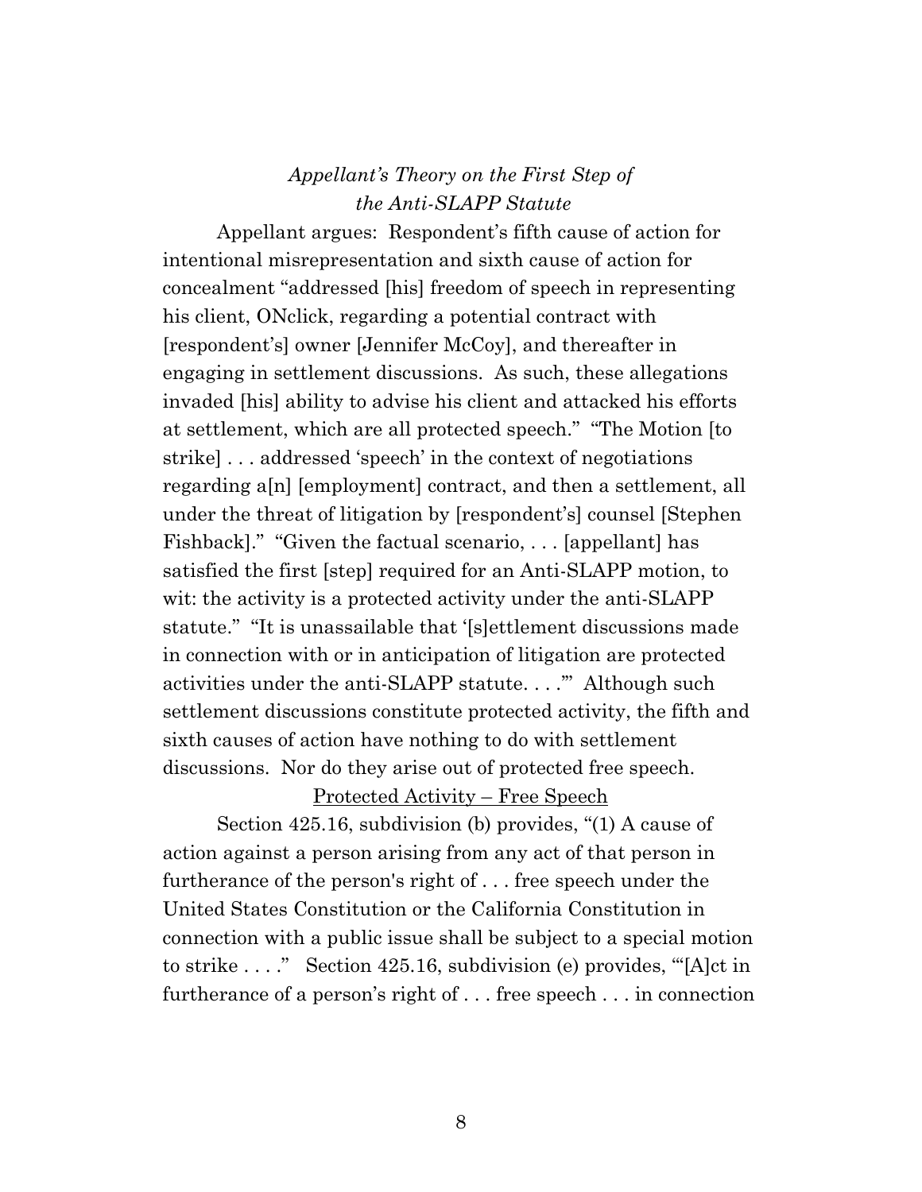### *Appellant's Theory on the First Step of the Anti-SLAPP Statute*

Appellant argues: Respondent's fifth cause of action for intentional misrepresentation and sixth cause of action for concealment "addressed [his] freedom of speech in representing his client, ONclick, regarding a potential contract with [respondent's] owner [Jennifer McCoy], and thereafter in engaging in settlement discussions. As such, these allegations invaded [his] ability to advise his client and attacked his efforts at settlement, which are all protected speech." "The Motion [to strike] . . . addressed 'speech' in the context of negotiations regarding a[n] [employment] contract, and then a settlement, all under the threat of litigation by [respondent's] counsel [Stephen Fishback]." "Given the factual scenario, . . . [appellant] has satisfied the first [step] required for an Anti-SLAPP motion, to wit: the activity is a protected activity under the anti-SLAPP statute." "It is unassailable that '[s]ettlement discussions made in connection with or in anticipation of litigation are protected activities under the anti-SLAPP statute. . . .'" Although such settlement discussions constitute protected activity, the fifth and sixth causes of action have nothing to do with settlement discussions. Nor do they arise out of protected free speech.

<u>Protected Activity – Free Speech</u>

Section 425.16, subdivision (b) provides, "(1) A cause of action against a person arising from any act of that person in furtherance of the person's right of . . . free speech under the United States Constitution or the California Constitution in connection with a public issue shall be subject to a special motion to strike . . . ." Section 425.16, subdivision (e) provides, "'[A]ct in furtherance of a person's right of . . . free speech . . . in connection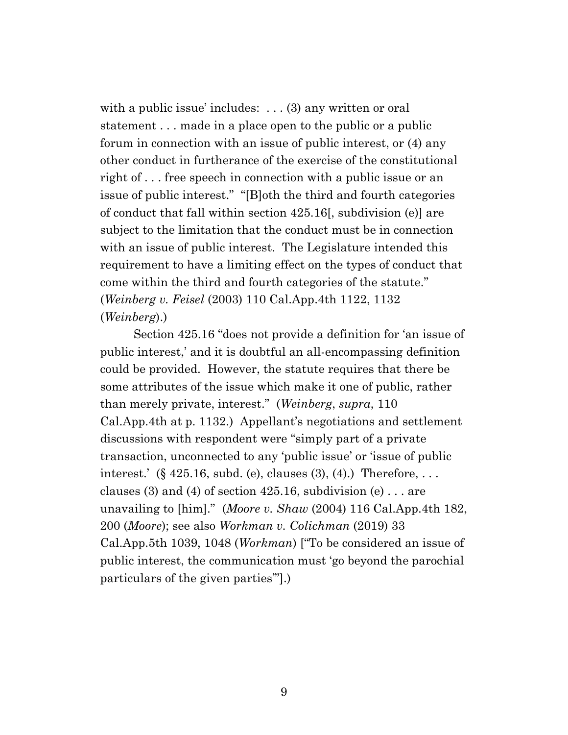with a public issue' includes: . . . (3) any written or oral statement . . . made in a place open to the public or a public forum in connection with an issue of public interest, or (4) any other conduct in furtherance of the exercise of the constitutional right of . . . free speech in connection with a public issue or an issue of public interest." "[B]oth the third and fourth categories of conduct that fall within section 425.16[, subdivision (e)] are subject to the limitation that the conduct must be in connection with an issue of public interest. The Legislature intended this requirement to have a limiting effect on the types of conduct that come within the third and fourth categories of the statute." (*Weinberg v. Feisel* (2003) 110 Cal.App.4th 1122, 1132 (*Weinberg*).)

Section 425.16 "does not provide a definition for 'an issue of public interest,' and it is doubtful an all-encompassing definition could be provided. However, the statute requires that there be some attributes of the issue which make it one of public, rather than merely private, interest." (*Weinberg*, *supra*, 110 Cal.App.4th at p. 1132.) Appellant's negotiations and settlement discussions with respondent were "simply part of a private transaction, unconnected to any 'public issue' or 'issue of public interest.' (§ 425.16, subd. (e), clauses (3), (4).) Therefore, . . . clauses (3) and (4) of section 425.16, subdivision (e) . . . are unavailing to [him]." (*Moore v. Shaw* (2004) 116 Cal.App.4th 182, 200 (*Moore*); see also *Workman v. Colichman* (2019) 33 Cal.App.5th 1039, 1048 (*Workman*) ["To be considered an issue of public interest, the communication must 'go beyond the parochial particulars of the given parties'"].)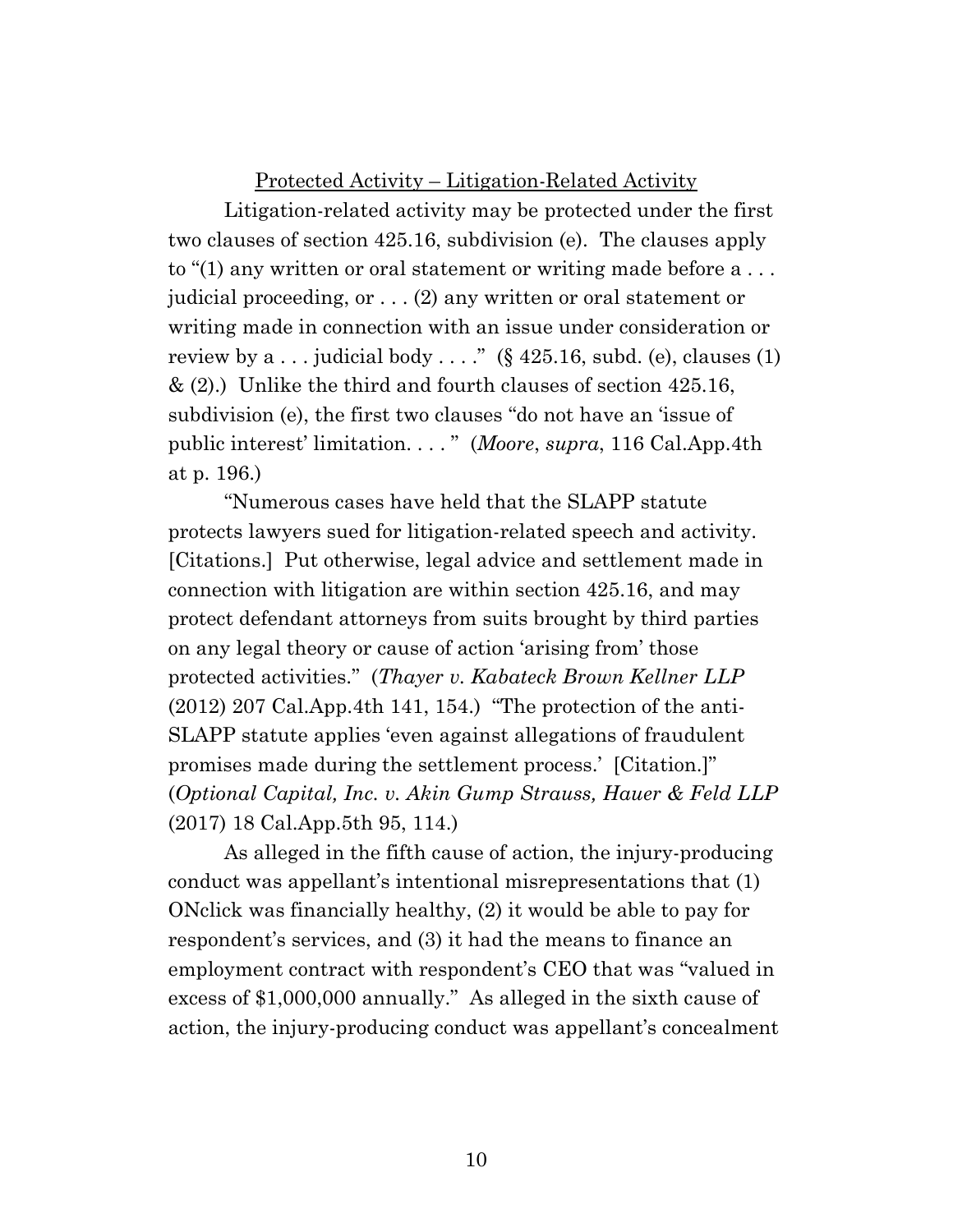<u>Protected Activity – Litigation-Related Activity</u>

Litigation-related activity may be protected under the first two clauses of section 425.16, subdivision (e). The clauses apply to "(1) any written or oral statement or writing made before a . . . judicial proceeding, or . . . (2) any written or oral statement or writing made in connection with an issue under consideration or review by a . . . judicial body . . . ." (§ 425.16, subd. (e), clauses (1) & (2).) Unlike the third and fourth clauses of section 425.16, subdivision (e), the first two clauses "do not have an 'issue of public interest' limitation. . . . " (*Moore*, *supra*, 116 Cal.App.4th at p. 196.)

"Numerous cases have held that the SLAPP statute protects lawyers sued for litigation-related speech and activity. [Citations.] Put otherwise, legal advice and settlement made in connection with litigation are within section 425.16, and may protect defendant attorneys from suits brought by third parties on any legal theory or cause of action 'arising from' those protected activities." (*Thayer v. Kabateck Brown Kellner LLP* (2012) 207 Cal.App.4th 141, 154.) "The protection of the anti-SLAPP statute applies 'even against allegations of fraudulent promises made during the settlement process.' [Citation.]" (*Optional Capital, Inc. v. Akin Gump Strauss, Hauer & Feld LLP* (2017) 18 Cal.App.5th 95, 114.)

As alleged in the fifth cause of action, the injury-producing conduct was appellant's intentional misrepresentations that (1) ONclick was financially healthy, (2) it would be able to pay for respondent's services, and (3) it had the means to finance an employment contract with respondent's CEO that was "valued in excess of $1,000,000 annually." As alleged in the sixth cause of action, the injury-producing conduct was appellant's concealment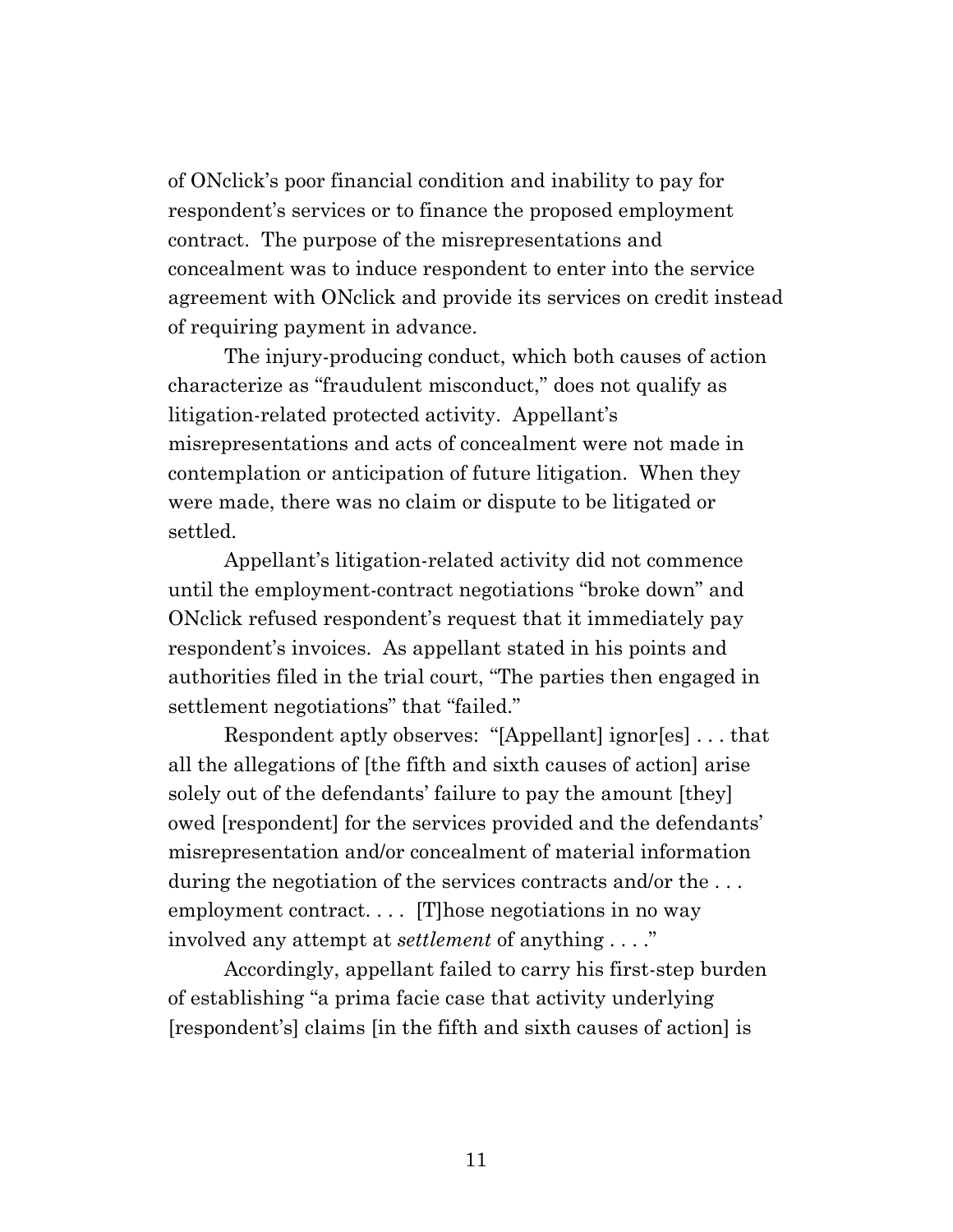of ONclick's poor financial condition and inability to pay for respondent's services or to finance the proposed employment contract. The purpose of the misrepresentations and concealment was to induce respondent to enter into the service agreement with ONclick and provide its services on credit instead of requiring payment in advance.

The injury-producing conduct, which both causes of action characterize as "fraudulent misconduct," does not qualify as litigation-related protected activity. Appellant's misrepresentations and acts of concealment were not made in contemplation or anticipation of future litigation. When they were made, there was no claim or dispute to be litigated or settled.

Appellant's litigation-related activity did not commence until the employment-contract negotiations "broke down" and ONclick refused respondent's request that it immediately pay respondent's invoices. As appellant stated in his points and authorities filed in the trial court, "The parties then engaged in settlement negotiations" that "failed."

Respondent aptly observes: "[Appellant] ignor[es] . . . that all the allegations of [the fifth and sixth causes of action] arise solely out of the defendants' failure to pay the amount [they] owed [respondent] for the services provided and the defendants' misrepresentation and/or concealment of material information during the negotiation of the services contracts and/or the . . . employment contract. . . . [T]hose negotiations in no way involved any attempt at *settlement* of anything . . . ."

Accordingly, appellant failed to carry his first-step burden of establishing "a prima facie case that activity underlying [respondent's] claims [in the fifth and sixth causes of action] is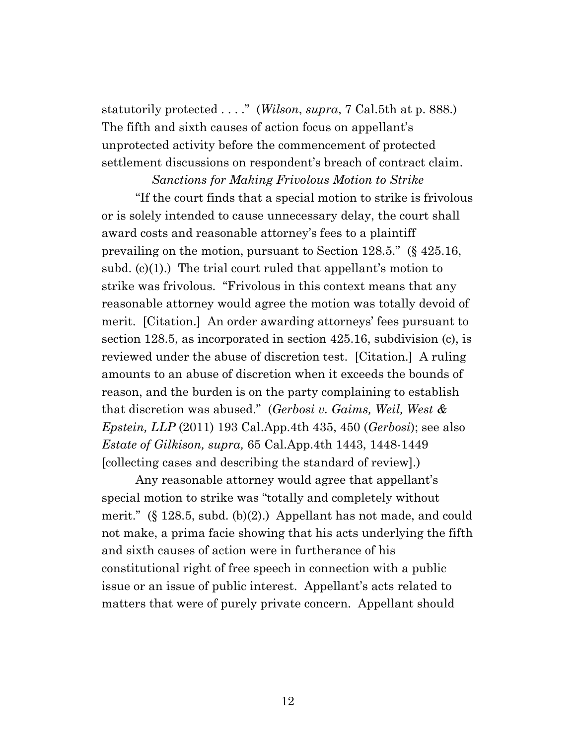statutorily protected . . . ." (*Wilson*, *supra*, 7 Cal.5th at p. 888.) The fifth and sixth causes of action focus on appellant's unprotected activity before the commencement of protected settlement discussions on respondent's breach of contract claim.

*Sanctions for Making Frivolous Motion to Strike*

"If the court finds that a special motion to strike is frivolous or is solely intended to cause unnecessary delay, the court shall award costs and reasonable attorney's fees to a plaintiff prevailing on the motion, pursuant to Section 128.5." (§ 425.16, subd. (c)(1).) The trial court ruled that appellant's motion to strike was frivolous. "Frivolous in this context means that any reasonable attorney would agree the motion was totally devoid of merit. [Citation.] An order awarding attorneys' fees pursuant to section 128.5, as incorporated in section 425.16, subdivision (c), is reviewed under the abuse of discretion test. [Citation.] A ruling amounts to an abuse of discretion when it exceeds the bounds of reason, and the burden is on the party complaining to establish that discretion was abused." (*Gerbosi v. Gaims, Weil, West & Epstein, LLP* (2011) 193 Cal.App.4th 435, 450 (*Gerbosi*); see also *Estate of Gilkison, supra,* 65 Cal.App.4th 1443, 1448-1449 [collecting cases and describing the standard of review].)

Any reasonable attorney would agree that appellant's special motion to strike was "totally and completely without merit." (§ 128.5, subd. (b)(2).) Appellant has not made, and could not make, a prima facie showing that his acts underlying the fifth and sixth causes of action were in furtherance of his constitutional right of free speech in connection with a public issue or an issue of public interest. Appellant's acts related to matters that were of purely private concern. Appellant should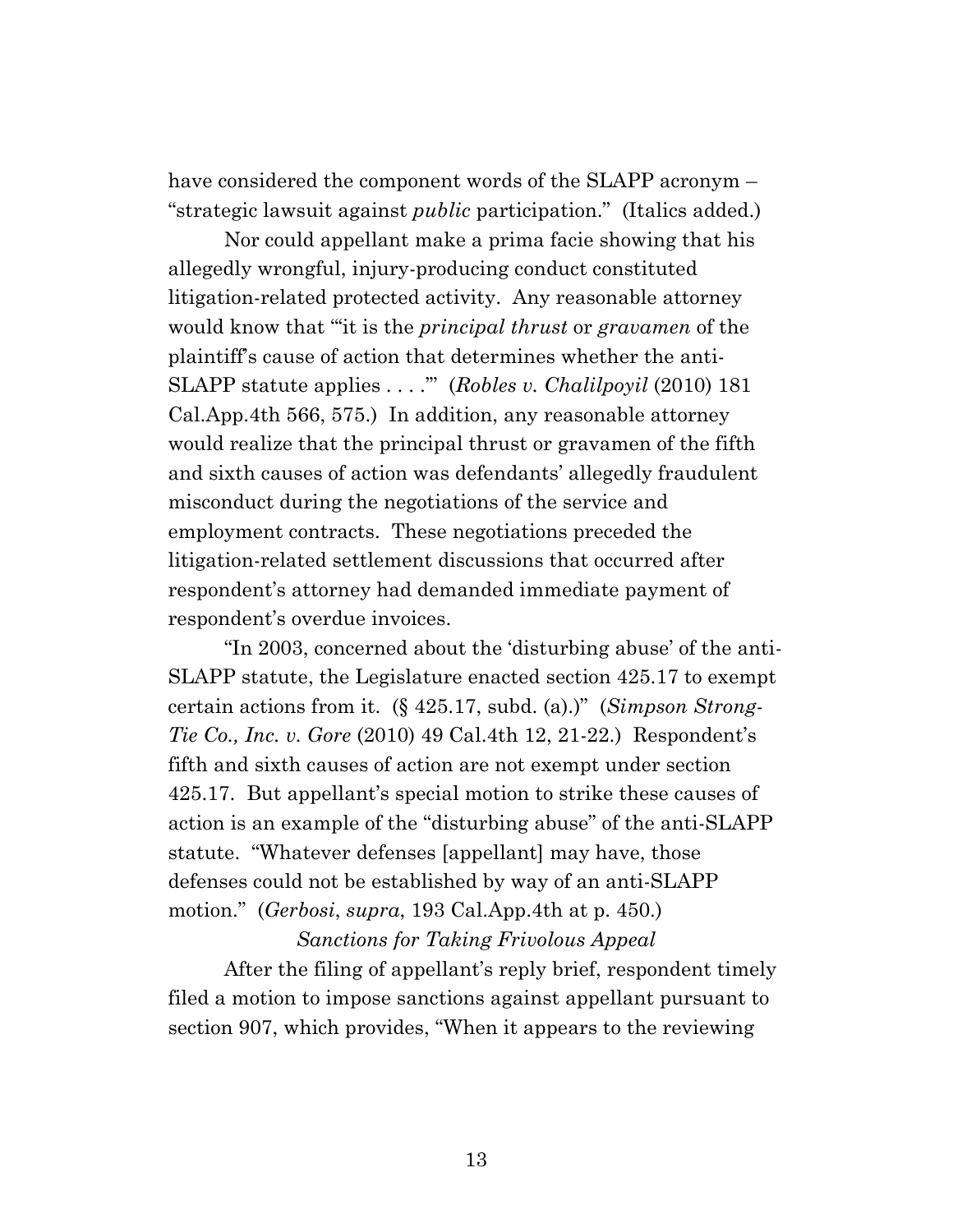have considered the component words of the SLAPP acronym – "strategic lawsuit against *public* participation." (Italics added.)

Nor could appellant make a prima facie showing that his allegedly wrongful, injury-producing conduct constituted litigation-related protected activity. Any reasonable attorney would know that "'it is the *principal thrust* or *gravamen* of the plaintiff's cause of action that determines whether the anti-SLAPP statute applies . . . .'" (*Robles v. Chalilpoyil* (2010) 181 Cal.App.4th 566, 575.) In addition, any reasonable attorney would realize that the principal thrust or gravamen of the fifth and sixth causes of action was defendants' allegedly fraudulent misconduct during the negotiations of the service and employment contracts. These negotiations preceded the litigation-related settlement discussions that occurred after respondent's attorney had demanded immediate payment of respondent's overdue invoices.

"In 2003, concerned about the 'disturbing abuse' of the anti-SLAPP statute, the Legislature enacted section 425.17 to exempt certain actions from it. (§ 425.17, subd. (a).)" (*Simpson Strong-Tie Co., Inc. v. Gore* (2010) 49 Cal.4th 12, 21-22.) Respondent's fifth and sixth causes of action are not exempt under section 425.17. But appellant's special motion to strike these causes of action is an example of the "disturbing abuse" of the anti-SLAPP statute. "Whatever defenses [appellant] may have, those defenses could not be established by way of an anti-SLAPP motion." (*Gerbosi*, *supra*, 193 Cal.App.4th at p. 450.)

*Sanctions for Taking Frivolous Appeal*

After the filing of appellant's reply brief, respondent timely filed a motion to impose sanctions against appellant pursuant to section 907, which provides, "When it appears to the reviewing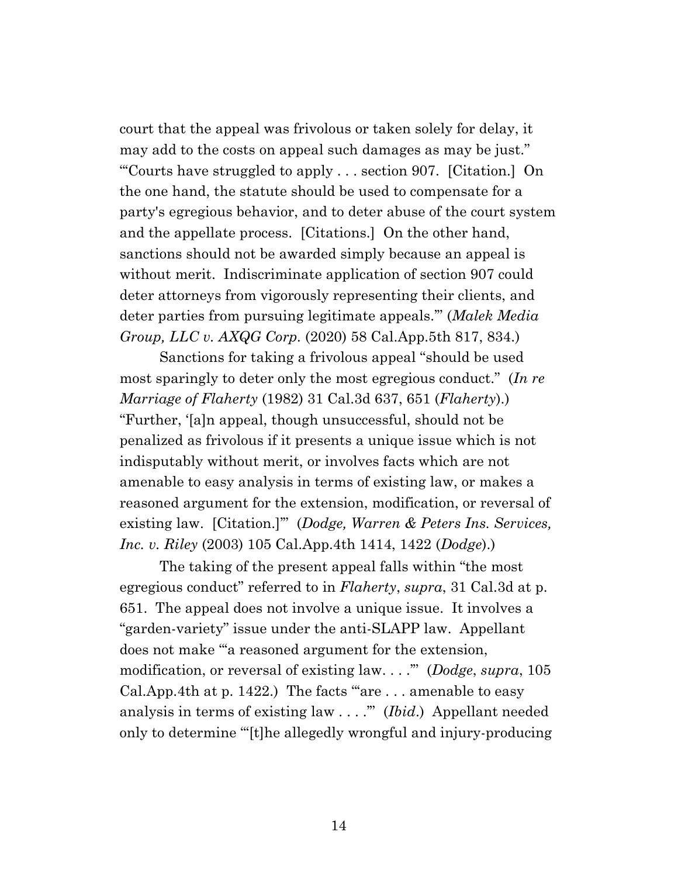court that the appeal was frivolous or taken solely for delay, it may add to the costs on appeal such damages as may be just." "'Courts have struggled to apply . . . section 907. [Citation.] On the one hand, the statute should be used to compensate for a party's egregious behavior, and to deter abuse of the court system and the appellate process. [Citations.] On the other hand, sanctions should not be awarded simply because an appeal is without merit. Indiscriminate application of section 907 could deter attorneys from vigorously representing their clients, and deter parties from pursuing legitimate appeals.'" (*Malek Media Group, LLC v. AXQG Corp.* (2020) 58 Cal.App.5th 817, 834.)

Sanctions for taking a frivolous appeal "should be used most sparingly to deter only the most egregious conduct." (*In re Marriage of Flaherty* (1982) 31 Cal.3d 637, 651 (*Flaherty*).) "Further, '[a]n appeal, though unsuccessful, should not be penalized as frivolous if it presents a unique issue which is not indisputably without merit, or involves facts which are not amenable to easy analysis in terms of existing law, or makes a reasoned argument for the extension, modification, or reversal of existing law. [Citation.]'" (*Dodge, Warren & Peters Ins. Services, Inc. v. Riley* (2003) 105 Cal.App.4th 1414, 1422 (*Dodge*).)

The taking of the present appeal falls within "the most egregious conduct" referred to in *Flaherty*, *supra*, 31 Cal.3d at p. 651. The appeal does not involve a unique issue. It involves a "garden-variety" issue under the anti-SLAPP law. Appellant does not make "'a reasoned argument for the extension, modification, or reversal of existing law. . . .'" (*Dodge*, *supra*, 105 Cal.App.4th at p. 1422.) The facts "'are . . . amenable to easy analysis in terms of existing law . . . .'" (*Ibid*.) Appellant needed only to determine "'[t]he allegedly wrongful and injury-producing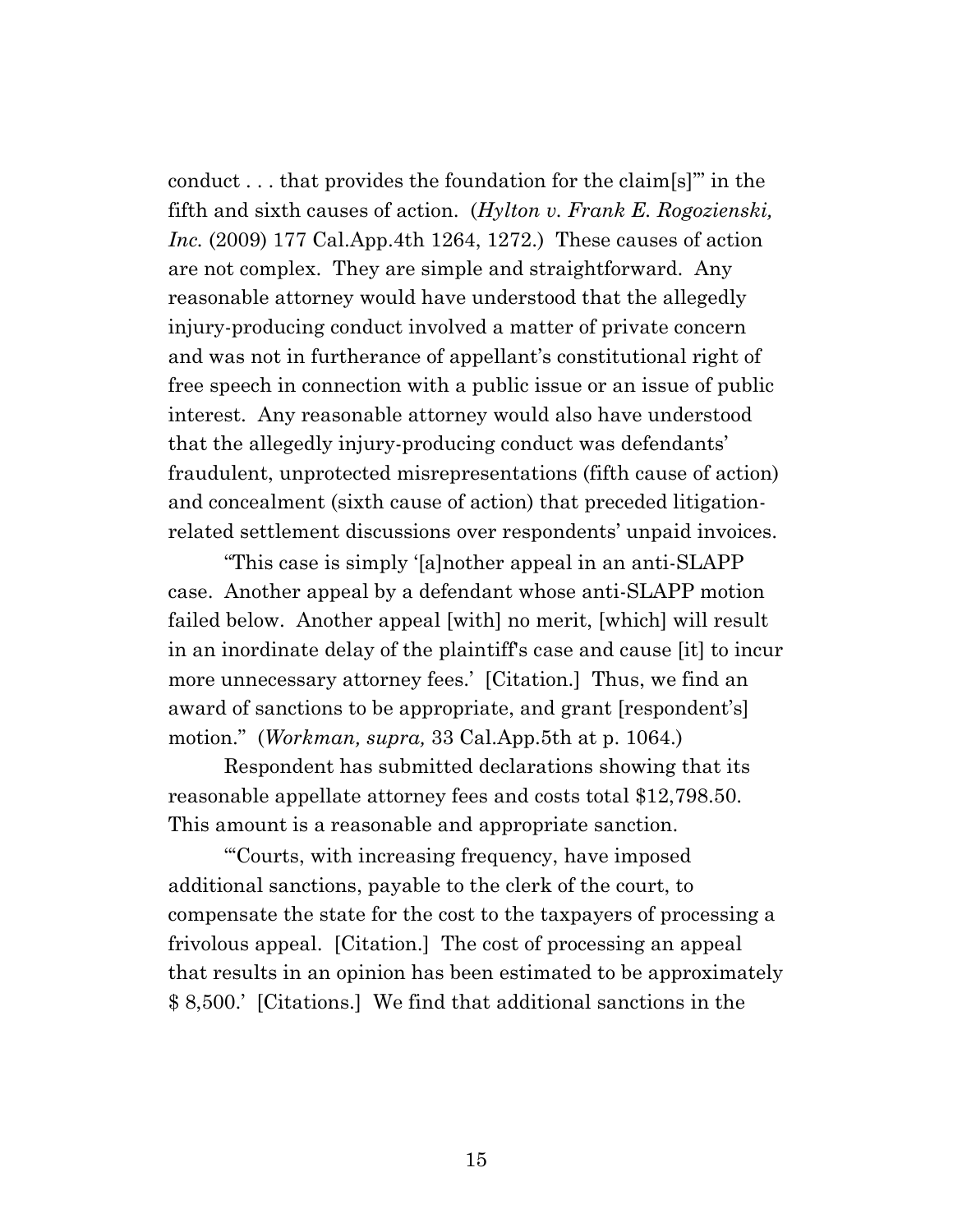conduct . . . that provides the foundation for the claim[s]'" in the fifth and sixth causes of action. (*Hylton v. Frank E. Rogozienski, Inc.* (2009) 177 Cal.App.4th 1264, 1272.) These causes of action are not complex. They are simple and straightforward. Any reasonable attorney would have understood that the allegedly injury-producing conduct involved a matter of private concern and was not in furtherance of appellant's constitutional right of free speech in connection with a public issue or an issue of public interest. Any reasonable attorney would also have understood that the allegedly injury-producing conduct was defendants' fraudulent, unprotected misrepresentations (fifth cause of action) and concealment (sixth cause of action) that preceded litigation-related settlement discussions over respondents' unpaid invoices.

"This case is simply '[a]nother appeal in an anti-SLAPP case. Another appeal by a defendant whose anti-SLAPP motion failed below. Another appeal [with] no merit, [which] will result in an inordinate delay of the plaintiff's case and cause [it] to incur more unnecessary attorney fees.' [Citation.] Thus, we find an award of sanctions to be appropriate, and grant [respondent's] motion." (*Workman, supra,* 33 Cal.App.5th at p. 1064.)

Respondent has submitted declarations showing that its reasonable appellate attorney fees and costs total $12,798.50. This amount is a reasonable and appropriate sanction.

"'Courts, with increasing frequency, have imposed additional sanctions, payable to the clerk of the court, to compensate the state for the cost to the taxpayers of processing a frivolous appeal. [Citation.] The cost of processing an appeal that results in an opinion has been estimated to be approximately $ 8,500.' [Citations.] We find that additional sanctions in the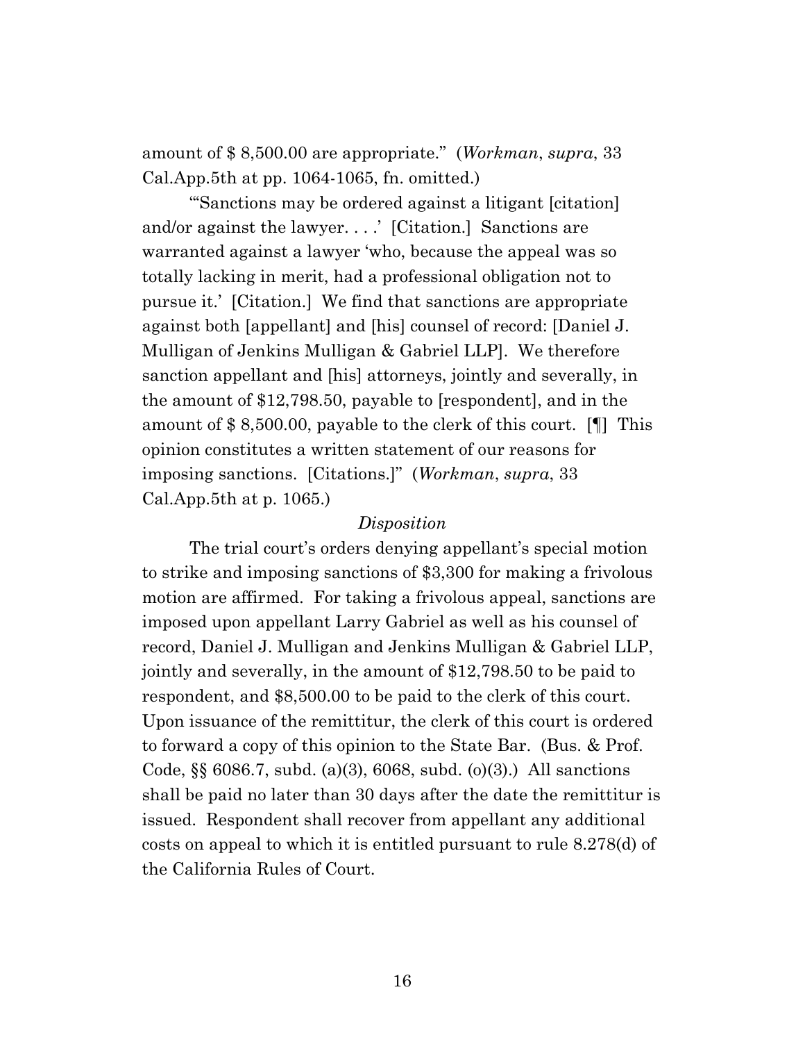amount of $ 8,500.00 are appropriate." (*Workman*, *supra*, 33 Cal.App.5th at pp. 1064-1065, fn. omitted.)

"'Sanctions may be ordered against a litigant [citation] and/or against the lawyer. . . .' [Citation.] Sanctions are warranted against a lawyer 'who, because the appeal was so totally lacking in merit, had a professional obligation not to pursue it.' [Citation.] We find that sanctions are appropriate against both [appellant] and [his] counsel of record: [Daniel J. Mulligan of Jenkins Mulligan & Gabriel LLP]. We therefore sanction appellant and [his] attorneys, jointly and severally, in the amount of $12,798.50, payable to [respondent], and in the amount of $ 8,500.00, payable to the clerk of this court. [¶] This opinion constitutes a written statement of our reasons for imposing sanctions. [Citations.]" (*Workman*, *supra*, 33 Cal.App.5th at p. 1065.)

*Disposition*

The trial court's orders denying appellant's special motion to strike and imposing sanctions of $3,300 for making a frivolous motion are affirmed. For taking a frivolous appeal, sanctions are imposed upon appellant Larry Gabriel as well as his counsel of record, Daniel J. Mulligan and Jenkins Mulligan & Gabriel LLP, jointly and severally, in the amount of $12,798.50 to be paid to respondent, and $8,500.00 to be paid to the clerk of this court. Upon issuance of the remittitur, the clerk of this court is ordered to forward a copy of this opinion to the State Bar. (Bus. & Prof. Code, §§ 6086.7, subd. (a)(3), 6068, subd. (o)(3).) All sanctions shall be paid no later than 30 days after the date the remittitur is issued. Respondent shall recover from appellant any additional costs on appeal to which it is entitled pursuant to rule 8.278(d) of the California Rules of Court.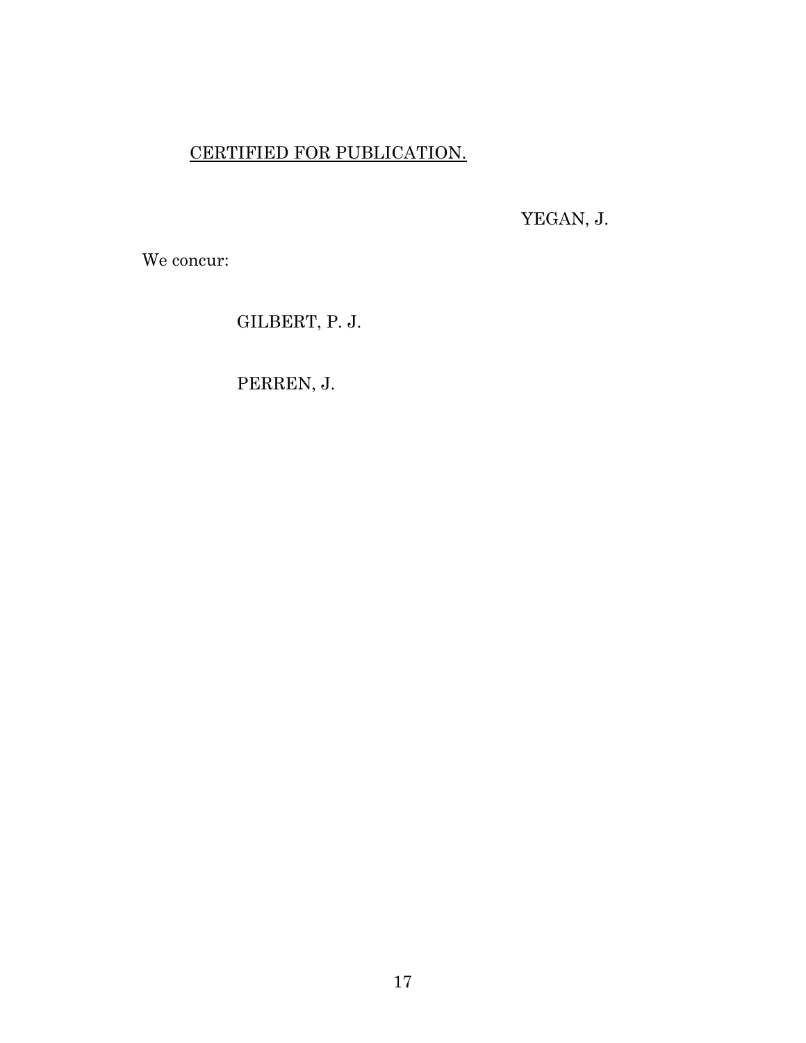<u>CERTIFIED FOR PUBLICATION.</u>

YEGAN, J.

We concur:

GILBERT, P. J.

PERREN, J.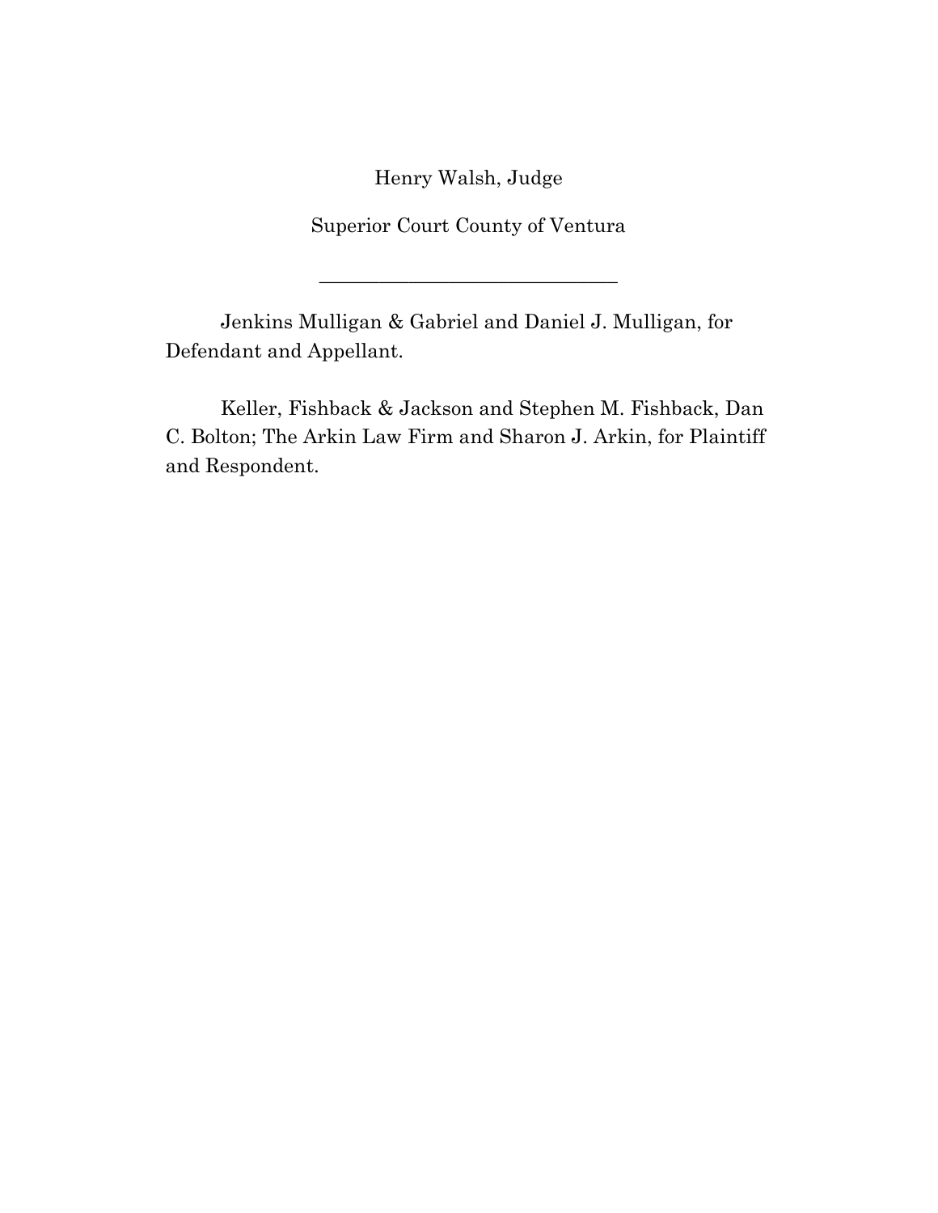Henry Walsh, Judge

Superior Court County of Ventura

---

Jenkins Mulligan & Gabriel and Daniel J. Mulligan, for Defendant and Appellant.

Keller, Fishback & Jackson and Stephen M. Fishback, Dan C. Bolton; The Arkin Law Firm and Sharon J. Arkin, for Plaintiff and Respondent.